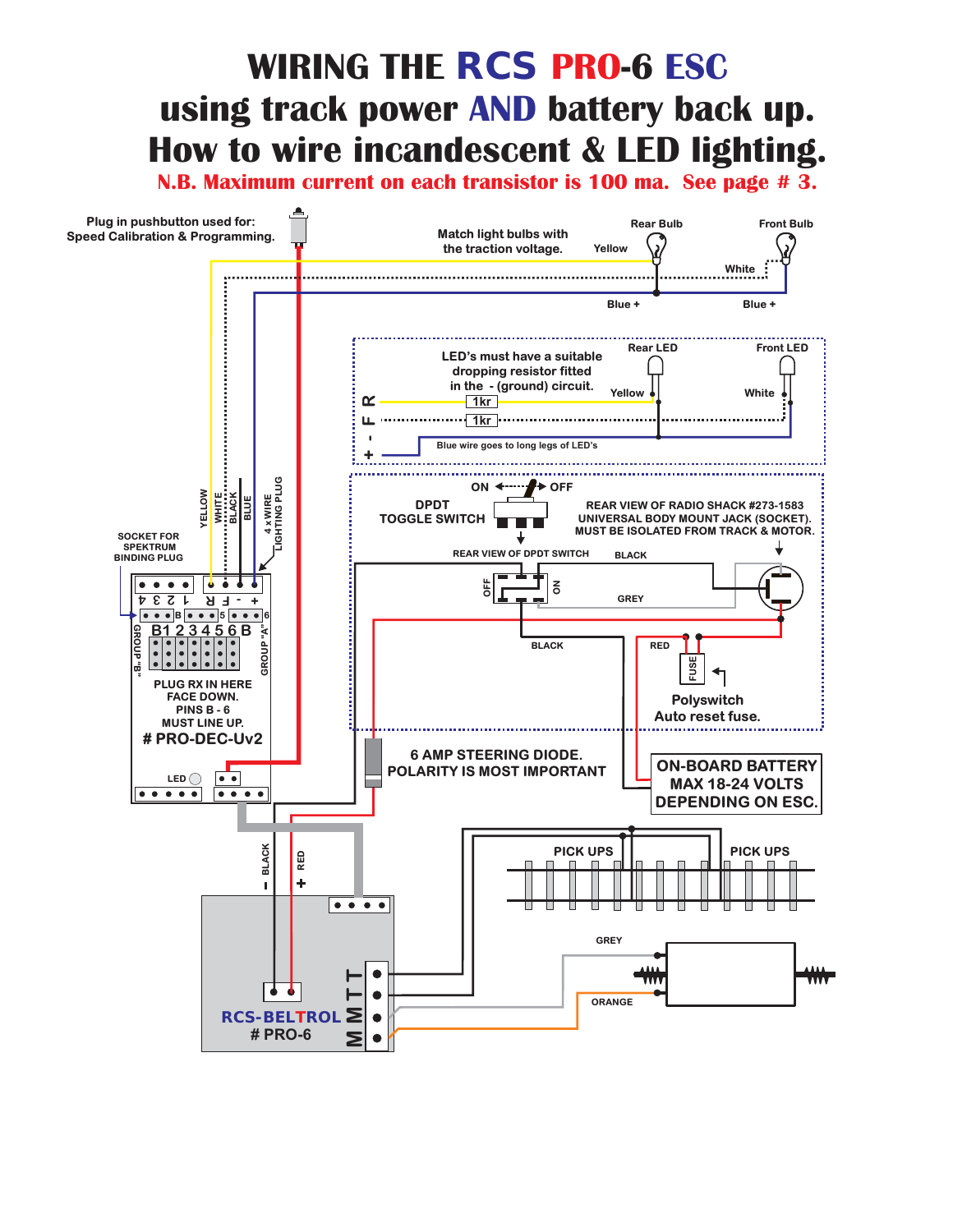# WIRING THE RCS PRO-6 ESC using track power AND battery back up. How to wire incandescent & LED lighting.

**N.B. Maximum current on each transistor is 100 ma. See page # 3.**

Plug in pushbutton used for: Speed Calibration & Programming.

Match light bulbs with the traction voltage.

Rear Bulb

Front Bulb

Yellow

White

Blue +

Blue +

LED's must have a suitable dropping resistor fitted in the - (ground) circuit.

Rear LED

Front LED

Yellow

White

1kr

1kr

Blue wire goes to long legs of LED's

+ - F R

ON OFF

DPDT TOGGLE SWITCH

REAR VIEW OF RADIO SHACK #273-1583 UNIVERSAL BODY MOUNT JACK (SOCKET). MUST BE ISOLATED FROM TRACK & MOTOR.

REAR VIEW OF DPDT SWITCH

BLACK

GREY

BLACK

RED

FUSE

Polyswitch Auto reset fuse.

YELLOW WHITE BLACK BLUE

4 x WIRE LIGHTING PLUG

SOCKET FOR SPEKTRUM BINDING PLUG

GROUP "B"

GROUP "A"

B1 2 3 4 5 6 B

PLUG RX IN HERE FACE DOWN. PINS B - 6 MUST LINE UP.

**# PRO-DEC-Uv2**

LED

6 AMP STEERING DIODE. POLARITY IS MOST IMPORTANT

ON-BOARD BATTERY MAX 18-24 VOLTS DEPENDING ON ESC.

PICK UPS

PICK UPS

- BLACK

+ RED

GREY

ORANGE

RCS-BELTROL # PRO-6

M M T T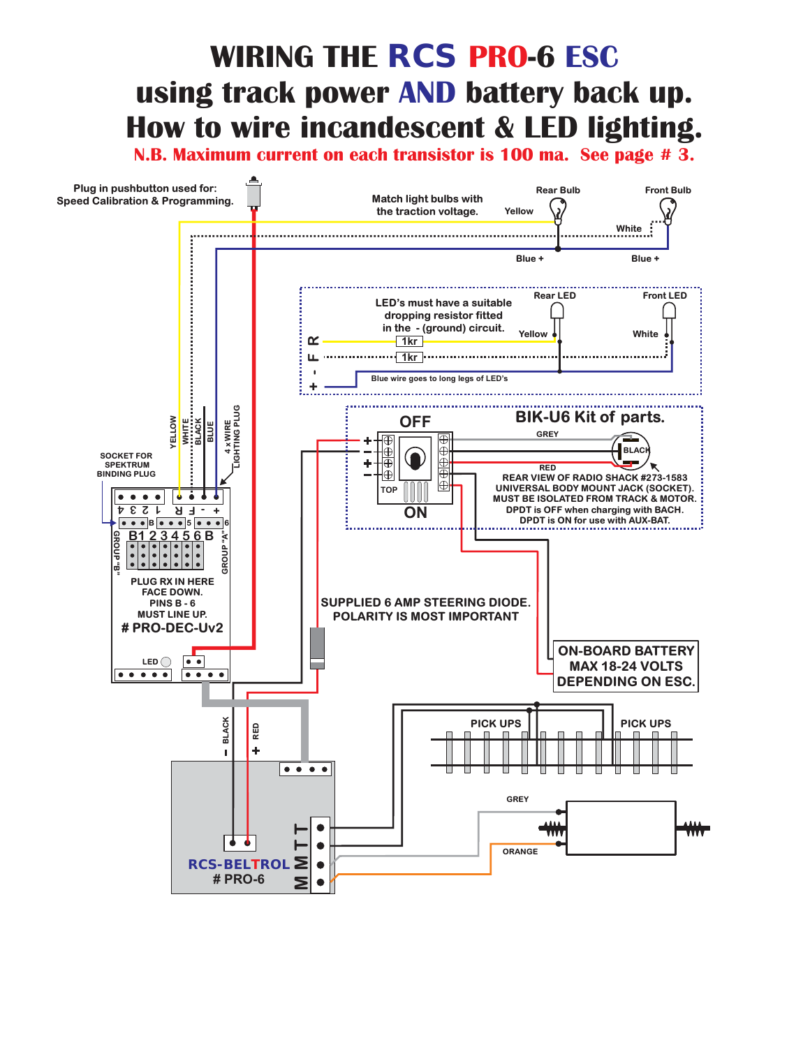# WIRING THE RCS PRO-6 ESC using track power AND battery back up. How to wire incandescent & LED lighting.

**N.B. Maximum current on each transistor is 100 ma. See page # 3.**

Plug in pushbutton used for:
Speed Calibration & Programming.

Match light bulbs with the traction voltage.

Rear Bulb

Front Bulb

Yellow

White

Blue +

Blue +

LED's must have a suitable dropping resistor fitted in the - (ground) circuit.

Rear LED

Front LED

Yellow

White

1kr

1kr

+ - F R

Blue wire goes to long legs of LED's

BIK-U6 Kit of parts.

OFF

ON

TOP

GREY

BLACK

RED

REAR VIEW OF RADIO SHACK #273-1583
UNIVERSAL BODY MOUNT JACK (SOCKET).
MUST BE ISOLATED FROM TRACK & MOTOR.
DPDT is OFF when charging with BACH.
DPDT is ON for use with AUX-BAT.

YELLOW
WHITE
BLACK
BLUE

4 x WIRE LIGHTING PLUG

SOCKET FOR SPEKTRUM BINDING PLUG

4 3 2 1 R F - +

B 5 6

B1 2 3 4 5 6 B

GROUP "B"

GROUP "A"

PLUG RX IN HERE FACE DOWN.
PINS B - 6
MUST LINE UP.

# PRO-DEC-Uv2

LED

SUPPLIED 6 AMP STEERING DIODE.
POLARITY IS MOST IMPORTANT

ON-BOARD BATTERY
MAX 18-24 VOLTS
DEPENDING ON ESC.

- BLACK

+ RED

PICK UPS

PICK UPS

GREY

ORANGE

T T M M

RCS-BELTROL
# PRO-6